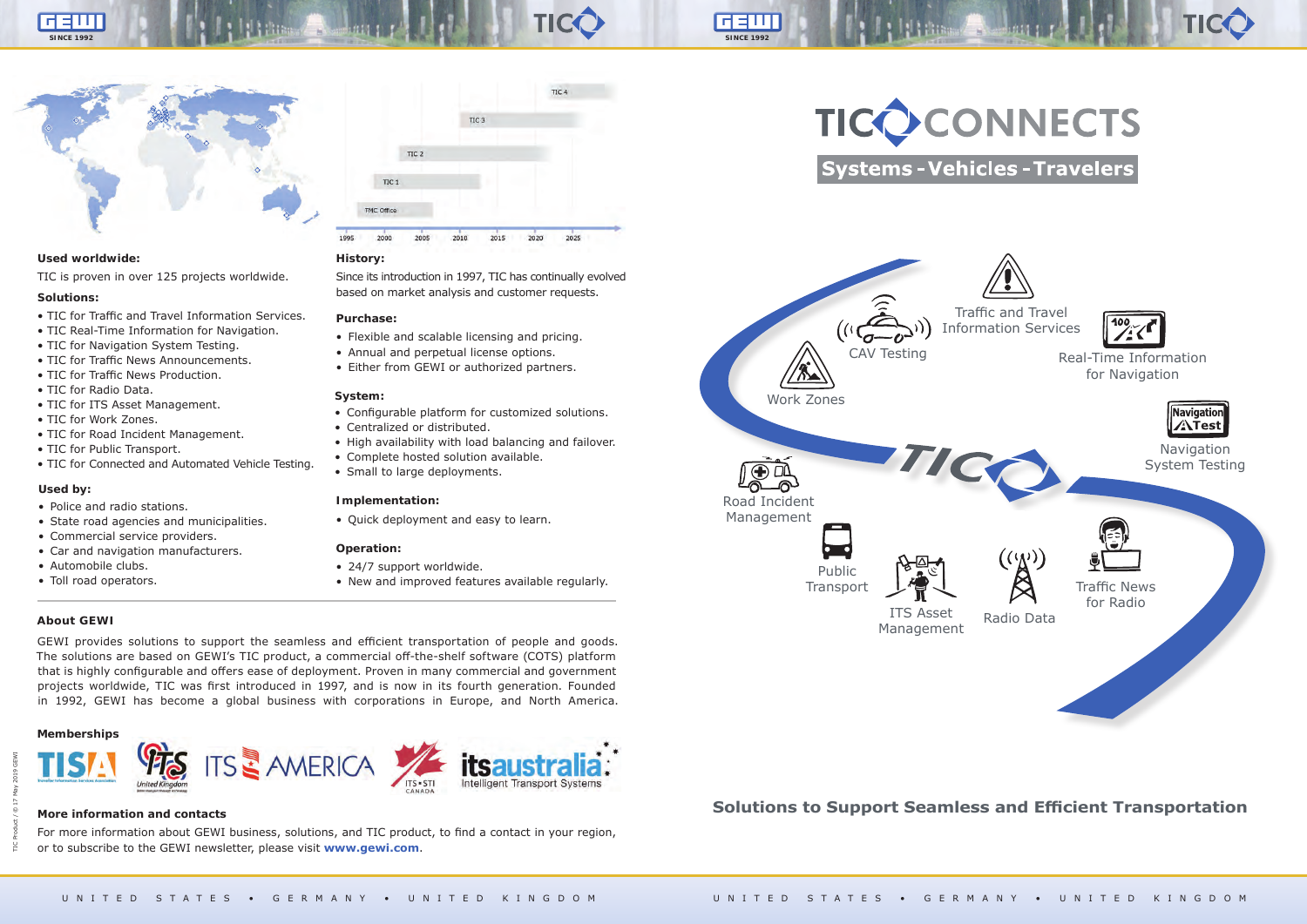### Used worldwide:

TIC is proven in over 125 projects worldwide.

### Solutions:

- TIC for Traffic and Travel Information Services.
- TIC Real-Time Information for Navigation.
- TIC for Navigation System Testing.
- TIC for Traffic News Announcements.
- TIC for Traffic News Production.
- TIC for Radio Data.
- TIC for ITS Asset Management.
- TIC for Work Zones.
- TIC for Road Incident Management.
- TIC for Public Transport.
- TIC for Connected and Automated Vehicle Testing.

### Used by:

- Police and radio stations.
- State road agencies and municipalities.
- Commercial service providers.
- Car and navigation manufacturers.
- Automobile clubs.
- Toll road operators.

### History:

Since its introduction in 1997, TIC has continually evolved based on market analysis and customer requests.

### Purchase:

- Flexible and scalable licensing and pricing.
- Annual and perpetual license options.
- Either from GEWI or authorized partners.

### System:

- Configurable platform for customized solutions.
- Centralized or distributed.
- High availability with load balancing and failover.
- Complete hosted solution available.
- Small to large deployments.

### Implementation:

- Quick deployment and easy to learn.

### Operation:

- 24/7 support worldwide.
- New and improved features available regularly.

### About GEWI

GEWI provides solutions to support the seamless and efficient transportation of people and goods. The solutions are based on GEWI's TIC product, a commercial off-the-shelf software (COTS) platform that is highly configurable and offers ease of deployment. Proven in many commercial and government projects worldwide, TIC was first introduced in 1997, and is now in its fourth generation. Founded in 1992, GEWI has become a global business with corporations in Europe, and North America.

### Memberships

### More information and contacts

For more information about GEWI business, solutions, and TIC product, to find a contact in your region, or to subscribe to the GEWI newsletter, please visit **www.gewi.com**.

TIC Product / © 17 May 2019 GEWI

# TIC CONNECTS

## Systems - Vehicles - Travelers

Traffic and Travel Information Services

CAV Testing

Real-Time Information for Navigation

Work Zones

Navigation System Testing

Road Incident Management

Public Transport

ITS Asset Management

Radio Data

Traffic News for Radio

## Solutions to Support Seamless and Efficient Transportation

UNITED STATES • GERMANY • UNITED KINGDOM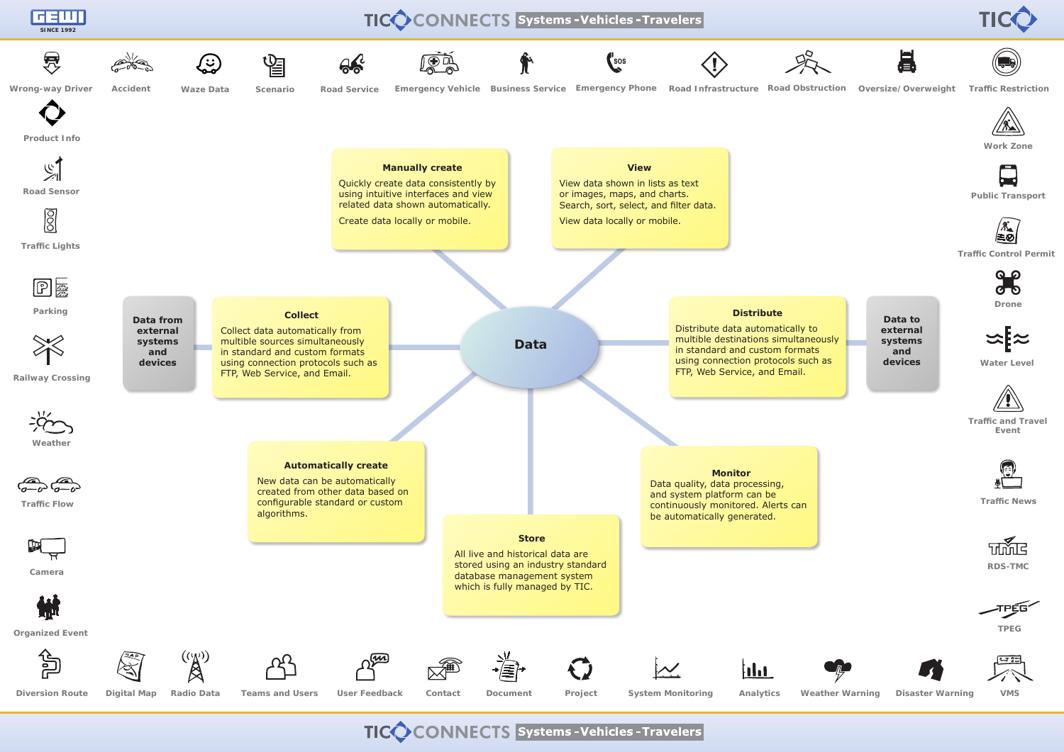# TIC CONNECTS Systems - Vehicles - Travelers

Wrong-way Driver
Accident
Waze Data
Scenario
Road Service
Emergency Vehicle
Business Service
Emergency Phone
Road Infrastructure
Road Obstruction
Oversize/ Overweight
Traffic Restriction
Product Info
Road Sensor
Traffic Lights
Parking
Railway Crossing
Weather
Traffic Flow
Camera
Organized Event
Work Zone
Public Transport
Traffic Control Permit
Drone
Water Level
Traffic and Travel Event
Traffic News
RDS-TMC
TPEG
Diversion Route
Digital Map
Radio Data
Teams and Users
User Feedback
Contact
Document
Project
System Monitoring
Analytics
Weather Warning
Disaster Warning
VMS

## Data

**Manually create**

Quickly create data consistently by using intuitive interfaces and view related data shown automatically.

Create data locally or mobile.

**View**

View data shown in lists as text or images, maps, and charts. Search, sort, select, and filter data.

View data locally or mobile.

**Data from external systems and devices**

**Collect**

Collect data automatically from multiple sources simultaneously in standard and custom formats using connection protocols such as FTP, Web Service, and Email.

**Distribute**

Distribute data automatically to multiple destinations simultaneously in standard and custom formats using connection protocols such as FTP, Web Service, and Email.

**Data to external systems and devices**

**Automatically create**

New data can be automatically created from other data based on configurable standard or custom algorithms.

**Store**

All live and historical data are stored using an industry standard database management system which is fully managed by TIC.

**Monitor**

Data quality, data processing, and system platform can be continuously monitored. Alerts can be automatically generated.